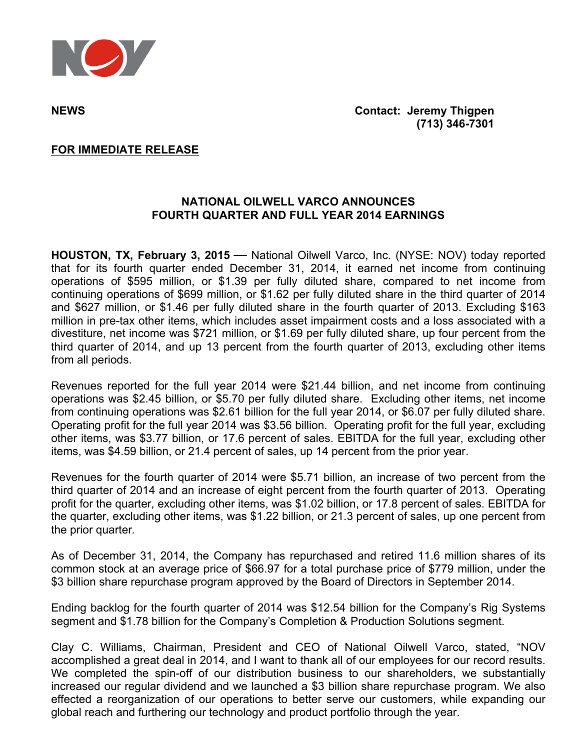**NEWS**

**Contact: Jeremy Thigpen**
**(713) 346-7301**

**FOR IMMEDIATE RELEASE**

## NATIONAL OILWELL VARCO ANNOUNCES FOURTH QUARTER AND FULL YEAR 2014 EARNINGS

**HOUSTON, TX, February 3, 2015** — National Oilwell Varco, Inc. (NYSE: NOV) today reported that for its fourth quarter ended December 31, 2014, it earned net income from continuing operations of $595 million, or $1.39 per fully diluted share, compared to net income from continuing operations of $699 million, or $1.62 per fully diluted share in the third quarter of 2014 and $627 million, or $1.46 per fully diluted share in the fourth quarter of 2013. Excluding $163 million in pre-tax other items, which includes asset impairment costs and a loss associated with a divestiture, net income was $721 million, or $1.69 per fully diluted share, up four percent from the third quarter of 2014, and up 13 percent from the fourth quarter of 2013, excluding other items from all periods.

Revenues reported for the full year 2014 were $21.44 billion, and net income from continuing operations was $2.45 billion, or $5.70 per fully diluted share. Excluding other items, net income from continuing operations was $2.61 billion for the full year 2014, or $6.07 per fully diluted share. Operating profit for the full year 2014 was $3.56 billion. Operating profit for the full year, excluding other items, was $3.77 billion, or 17.6 percent of sales. EBITDA for the full year, excluding other items, was $4.59 billion, or 21.4 percent of sales, up 14 percent from the prior year.

Revenues for the fourth quarter of 2014 were $5.71 billion, an increase of two percent from the third quarter of 2014 and an increase of eight percent from the fourth quarter of 2013. Operating profit for the quarter, excluding other items, was $1.02 billion, or 17.8 percent of sales. EBITDA for the quarter, excluding other items, was $1.22 billion, or 21.3 percent of sales, up one percent from the prior quarter.

As of December 31, 2014, the Company has repurchased and retired 11.6 million shares of its common stock at an average price of $66.97 for a total purchase price of $779 million, under the $3 billion share repurchase program approved by the Board of Directors in September 2014.

Ending backlog for the fourth quarter of 2014 was $12.54 billion for the Company's Rig Systems segment and $1.78 billion for the Company's Completion & Production Solutions segment.

Clay C. Williams, Chairman, President and CEO of National Oilwell Varco, stated, "NOV accomplished a great deal in 2014, and I want to thank all of our employees for our record results. We completed the spin-off of our distribution business to our shareholders, we substantially increased our regular dividend and we launched a $3 billion share repurchase program. We also effected a reorganization of our operations to better serve our customers, while expanding our global reach and furthering our technology and product portfolio through the year.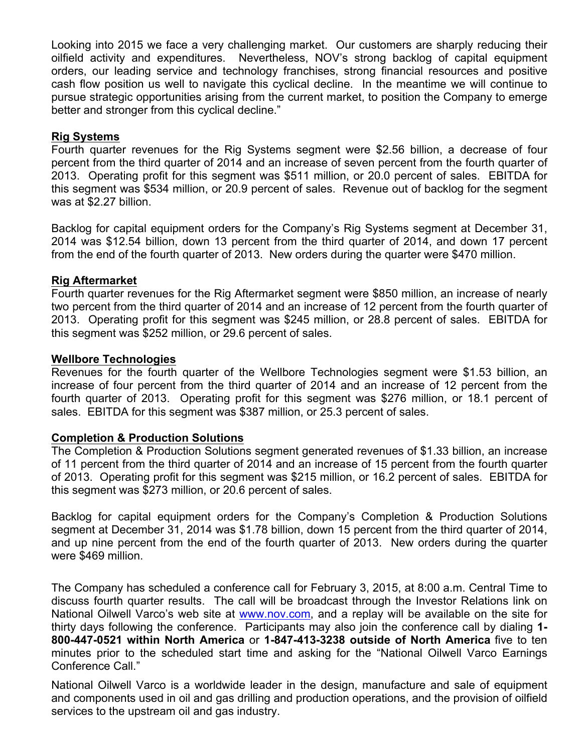Looking into 2015 we face a very challenging market. Our customers are sharply reducing their oilfield activity and expenditures. Nevertheless, NOV's strong backlog of capital equipment orders, our leading service and technology franchises, strong financial resources and positive cash flow position us well to navigate this cyclical decline. In the meantime we will continue to pursue strategic opportunities arising from the current market, to position the Company to emerge better and stronger from this cyclical decline."

## Rig Systems

Fourth quarter revenues for the Rig Systems segment were $2.56 billion, a decrease of four percent from the third quarter of 2014 and an increase of seven percent from the fourth quarter of 2013. Operating profit for this segment was $511 million, or 20.0 percent of sales. EBITDA for this segment was $534 million, or 20.9 percent of sales. Revenue out of backlog for the segment was at $2.27 billion.

Backlog for capital equipment orders for the Company's Rig Systems segment at December 31, 2014 was $12.54 billion, down 13 percent from the third quarter of 2014, and down 17 percent from the end of the fourth quarter of 2013. New orders during the quarter were $470 million.

## Rig Aftermarket

Fourth quarter revenues for the Rig Aftermarket segment were $850 million, an increase of nearly two percent from the third quarter of 2014 and an increase of 12 percent from the fourth quarter of 2013. Operating profit for this segment was $245 million, or 28.8 percent of sales. EBITDA for this segment was $252 million, or 29.6 percent of sales.

## Wellbore Technologies

Revenues for the fourth quarter of the Wellbore Technologies segment were $1.53 billion, an increase of four percent from the third quarter of 2014 and an increase of 12 percent from the fourth quarter of 2013. Operating profit for this segment was $276 million, or 18.1 percent of sales. EBITDA for this segment was $387 million, or 25.3 percent of sales.

## Completion & Production Solutions

The Completion & Production Solutions segment generated revenues of $1.33 billion, an increase of 11 percent from the third quarter of 2014 and an increase of 15 percent from the fourth quarter of 2013. Operating profit for this segment was $215 million, or 16.2 percent of sales. EBITDA for this segment was $273 million, or 20.6 percent of sales.

Backlog for capital equipment orders for the Company's Completion & Production Solutions segment at December 31, 2014 was $1.78 billion, down 15 percent from the third quarter of 2014, and up nine percent from the end of the fourth quarter of 2013. New orders during the quarter were $469 million.

The Company has scheduled a conference call for February 3, 2015, at 8:00 a.m. Central Time to discuss fourth quarter results. The call will be broadcast through the Investor Relations link on National Oilwell Varco's web site at www.nov.com, and a replay will be available on the site for thirty days following the conference. Participants may also join the conference call by dialing **1-800-447-0521 within North America** or **1-847-413-3238 outside of North America** five to ten minutes prior to the scheduled start time and asking for the "National Oilwell Varco Earnings Conference Call."

National Oilwell Varco is a worldwide leader in the design, manufacture and sale of equipment and components used in oil and gas drilling and production operations, and the provision of oilfield services to the upstream oil and gas industry.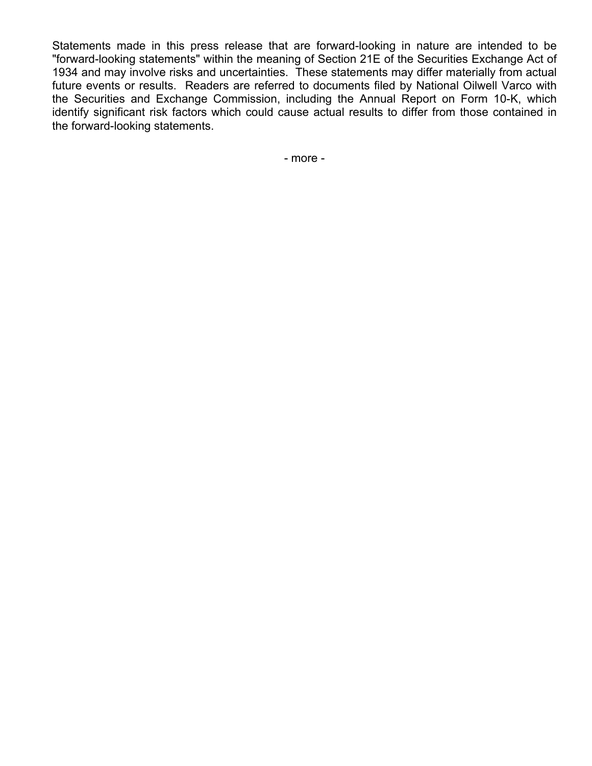Statements made in this press release that are forward-looking in nature are intended to be "forward-looking statements" within the meaning of Section 21E of the Securities Exchange Act of 1934 and may involve risks and uncertainties. These statements may differ materially from actual future events or results. Readers are referred to documents filed by National Oilwell Varco with the Securities and Exchange Commission, including the Annual Report on Form 10-K, which identify significant risk factors which could cause actual results to differ from those contained in the forward-looking statements.

- more -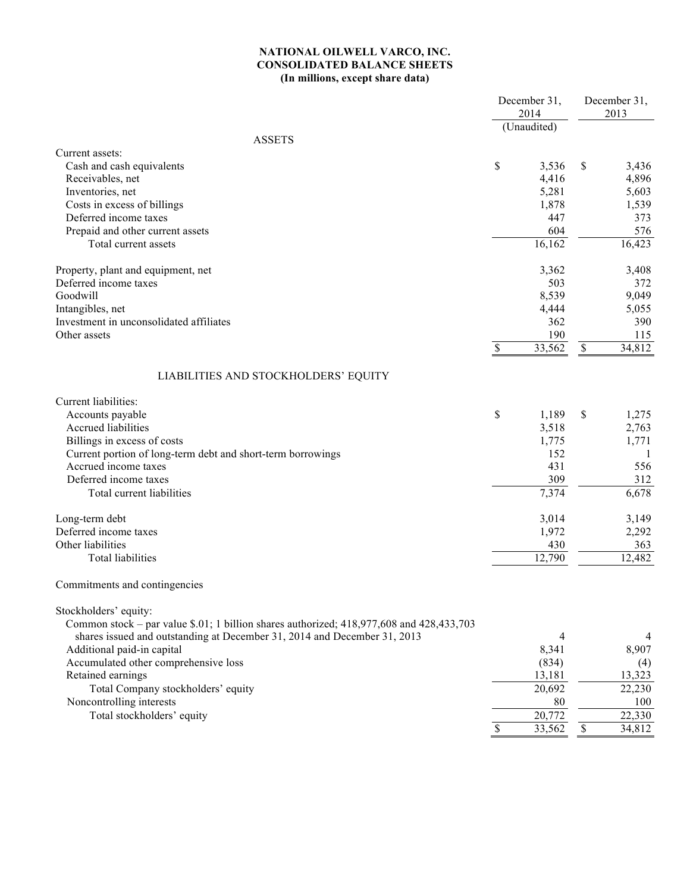# NATIONAL OILWELL VARCO, INC.
## CONSOLIDATED BALANCE SHEETS
### (In millions, except share data)

| | December 31, 2014 (Unaudited) | December 31, 2013 |
|---|---|---|
| **ASSETS** | | |
| Current assets: | | |
| Cash and cash equivalents | $ 3,536 | $ 3,436 |
| Receivables, net | 4,416 | 4,896 |
| Inventories, net | 5,281 | 5,603 |
| Costs in excess of billings | 1,878 | 1,539 |
| Deferred income taxes | 447 | 373 |
| Prepaid and other current assets | 604 | 576 |
| Total current assets | 16,162 | 16,423 |
| | | |
| Property, plant and equipment, net | 3,362 | 3,408 |
| Deferred income taxes | 503 | 372 |
| Goodwill | 8,539 | 9,049 |
| Intangibles, net | 4,444 | 5,055 |
| Investment in unconsolidated affiliates | 362 | 390 |
| Other assets | 190 | 115 |
| | $ 33,562 | $ 34,812 |
| | | |
| **LIABILITIES AND STOCKHOLDERS' EQUITY** | | |
| Current liabilities: | | |
| Accounts payable | $ 1,189 | $ 1,275 |
| Accrued liabilities | 3,518 | 2,763 |
| Billings in excess of costs | 1,775 | 1,771 |
| Current portion of long-term debt and short-term borrowings | 152 | 1 |
| Accrued income taxes | 431 | 556 |
| Deferred income taxes | 309 | 312 |
| Total current liabilities | 7,374 | 6,678 |
| | | |
| Long-term debt | 3,014 | 3,149 |
| Deferred income taxes | 1,972 | 2,292 |
| Other liabilities | 430 | 363 |
| Total liabilities | 12,790 | 12,482 |
| | | |
| Commitments and contingencies | | |
| | | |
| Stockholders' equity: | | |
| Common stock – par value $.01; 1 billion shares authorized; 418,977,608 and 428,433,703 shares issued and outstanding at December 31, 2014 and December 31, 2013 | 4 | 4 |
| Additional paid-in capital | 8,341 | 8,907 |
| Accumulated other comprehensive loss | (834) | (4) |
| Retained earnings | 13,181 | 13,323 |
| Total Company stockholders' equity | 20,692 | 22,230 |
| Noncontrolling interests | 80 | 100 |
| Total stockholders' equity | 20,772 | 22,330 |
| | $ 33,562 | $ 34,812 |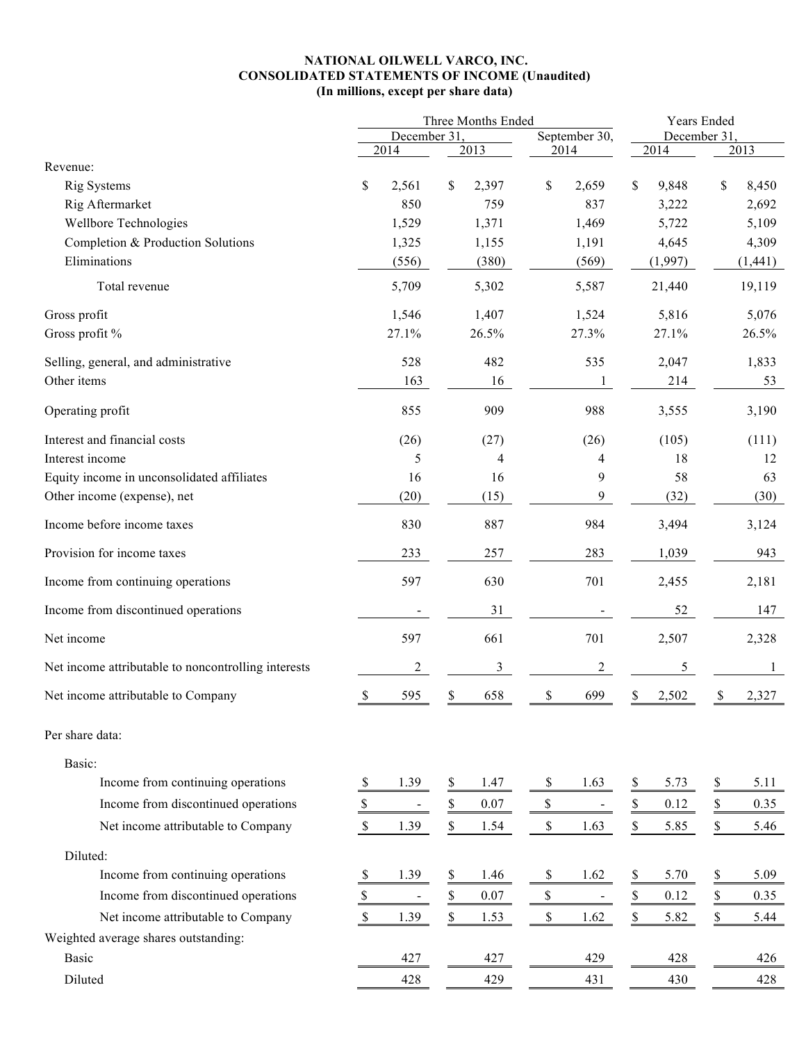**NATIONAL OILWELL VARCO, INC.**
**CONSOLIDATED STATEMENTS OF INCOME (Unaudited)**
**(In millions, except per share data)**

| | Three Months Ended | | | Years Ended | |
|---|---|---|---|---|---|
| | December 31, | | September 30, | December 31, | |
| | 2014 | 2013 | 2014 | 2014 | 2013 |
| Revenue: | | | | | |
| Rig Systems | $ 2,561 | $ 2,397 | $ 2,659 | $ 9,848 | $ 8,450 |
| Rig Aftermarket | 850 | 759 | 837 | 3,222 | 2,692 |
| Wellbore Technologies | 1,529 | 1,371 | 1,469 | 5,722 | 5,109 |
| Completion & Production Solutions | 1,325 | 1,155 | 1,191 | 4,645 | 4,309 |
| Eliminations | (556) | (380) | (569) | (1,997) | (1,441) |
| Total revenue | 5,709 | 5,302 | 5,587 | 21,440 | 19,119 |
| Gross profit | 1,546 | 1,407 | 1,524 | 5,816 | 5,076 |
| Gross profit % | 27.1% | 26.5% | 27.3% | 27.1% | 26.5% |
| Selling, general, and administrative | 528 | 482 | 535 | 2,047 | 1,833 |
| Other items | 163 | 16 | 1 | 214 | 53 |
| Operating profit | 855 | 909 | 988 | 3,555 | 3,190 |
| Interest and financial costs | (26) | (27) | (26) | (105) | (111) |
| Interest income | 5 | 4 | 4 | 18 | 12 |
| Equity income in unconsolidated affiliates | 16 | 16 | 9 | 58 | 63 |
| Other income (expense), net | (20) | (15) | 9 | (32) | (30) |
| Income before income taxes | 830 | 887 | 984 | 3,494 | 3,124 |
| Provision for income taxes | 233 | 257 | 283 | 1,039 | 943 |
| Income from continuing operations | 597 | 630 | 701 | 2,455 | 2,181 |
| Income from discontinued operations | - | 31 | - | 52 | 147 |
| Net income | 597 | 661 | 701 | 2,507 | 2,328 |
| Net income attributable to noncontrolling interests | 2 | 3 | 2 | 5 | 1 |
| Net income attributable to Company | $ 595 | $ 658 | $ 699 | $ 2,502 | $ 2,327 |
| Per share data: | | | | | |
| Basic: | | | | | |
| Income from continuing operations | $ 1.39 | $ 1.47 | $ 1.63 | $ 5.73 | $ 5.11 |
| Income from discontinued operations | $ - | $ 0.07 | $ - | $ 0.12 | $ 0.35 |
| Net income attributable to Company | $ 1.39 | $ 1.54 | $ 1.63 | $ 5.85 | $ 5.46 |
| Diluted: | | | | | |
| Income from continuing operations | $ 1.39 | $ 1.46 | $ 1.62 | $ 5.70 | $ 5.09 |
| Income from discontinued operations | $ - | $ 0.07 | $ - | $ 0.12 | $ 0.35 |
| Net income attributable to Company | $ 1.39 | $ 1.53 | $ 1.62 | $ 5.82 | $ 5.44 |
| Weighted average shares outstanding: | | | | | |
| Basic | 427 | 427 | 429 | 428 | 426 |
| Diluted | 428 | 429 | 431 | 430 | 428 |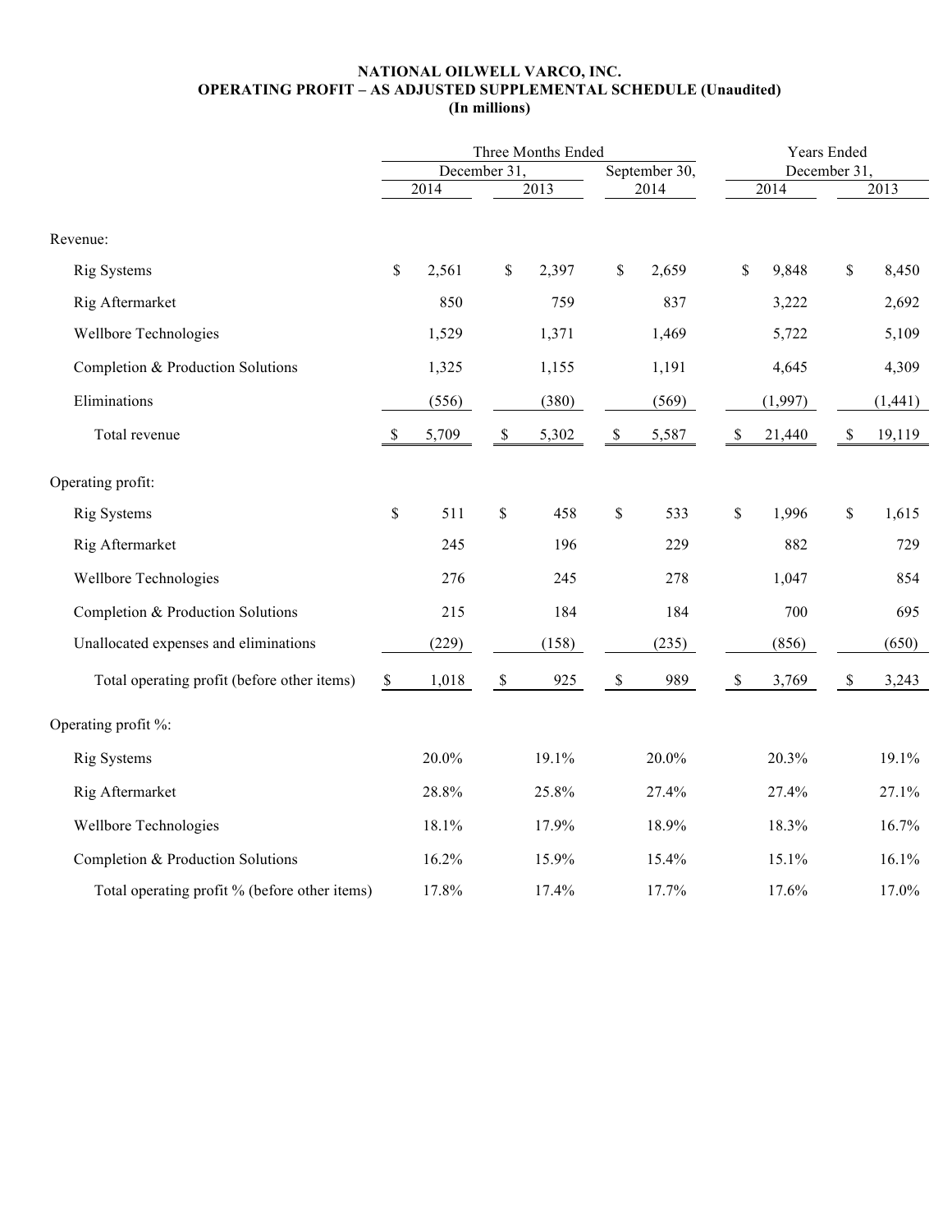**NATIONAL OILWELL VARCO, INC.**
**OPERATING PROFIT – AS ADJUSTED SUPPLEMENTAL SCHEDULE (Unaudited)**
**(In millions)**

| | Three Months Ended | | | Years Ended | |
|---|---|---|---|---|---|
| | December 31, | | September 30, | December 31, | |
| | 2014 | 2013 | 2014 | 2014 | 2013 |
| Revenue: | | | | | |
| Rig Systems | $ 2,561 | $ 2,397 | $ 2,659 | $ 9,848 | $ 8,450 |
| Rig Aftermarket | 850 | 759 | 837 | 3,222 | 2,692 |
| Wellbore Technologies | 1,529 | 1,371 | 1,469 | 5,722 | 5,109 |
| Completion & Production Solutions | 1,325 | 1,155 | 1,191 | 4,645 | 4,309 |
| Eliminations | (556) | (380) | (569) | (1,997) | (1,441) |
| Total revenue | $ 5,709 | $ 5,302 | $ 5,587 | $ 21,440 | $ 19,119 |
| Operating profit: | | | | | |
| Rig Systems | $ 511 | $ 458 | $ 533 | $ 1,996 | $ 1,615 |
| Rig Aftermarket | 245 | 196 | 229 | 882 | 729 |
| Wellbore Technologies | 276 | 245 | 278 | 1,047 | 854 |
| Completion & Production Solutions | 215 | 184 | 184 | 700 | 695 |
| Unallocated expenses and eliminations | (229) | (158) | (235) | (856) | (650) |
| Total operating profit (before other items) | $ 1,018 | $ 925 | $ 989 | $ 3,769 | $ 3,243 |
| Operating profit %: | | | | | |
| Rig Systems | 20.0% | 19.1% | 20.0% | 20.3% | 19.1% |
| Rig Aftermarket | 28.8% | 25.8% | 27.4% | 27.4% | 27.1% |
| Wellbore Technologies | 18.1% | 17.9% | 18.9% | 18.3% | 16.7% |
| Completion & Production Solutions | 16.2% | 15.9% | 15.4% | 15.1% | 16.1% |
| Total operating profit % (before other items) | 17.8% | 17.4% | 17.7% | 17.6% | 17.0% |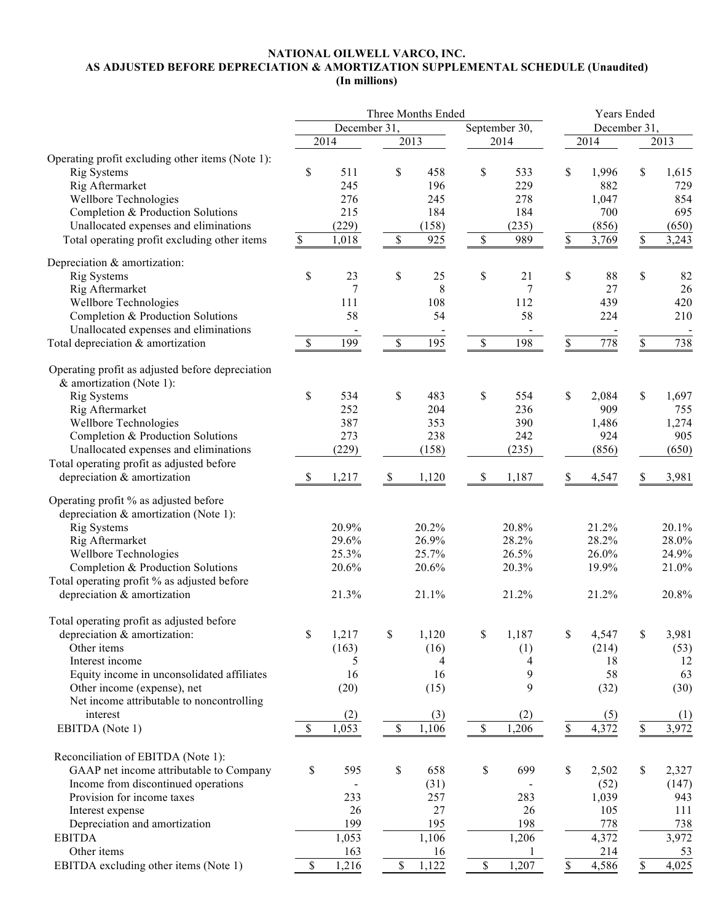**NATIONAL OILWELL VARCO, INC.**
**AS ADJUSTED BEFORE DEPRECIATION & AMORTIZATION SUPPLEMENTAL SCHEDULE (Unaudited)**
**(In millions)**

| | Three Months Ended | | | Years Ended | |
|---|---|---|---|---|---|
| | December 31, | | September 30, | December 31, | |
| | 2014 | 2013 | 2014 | 2014 | 2013 |
| Operating profit excluding other items (Note 1): | | | | | |
| Rig Systems | $ 511 | $ 458 | $ 533 | $ 1,996 | $ 1,615 |
| Rig Aftermarket | 245 | 196 | 229 | 882 | 729 |
| Wellbore Technologies | 276 | 245 | 278 | 1,047 | 854 |
| Completion & Production Solutions | 215 | 184 | 184 | 700 | 695 |
| Unallocated expenses and eliminations | (229) | (158) | (235) | (856) | (650) |
| Total operating profit excluding other items | $ 1,018 | $ 925 | $ 989 | $ 3,769 | $ 3,243 |
| | | | | | |
| Depreciation & amortization: | | | | | |
| Rig Systems | $ 23 | $ 25 | $ 21 | $ 88 | $ 82 |
| Rig Aftermarket | 7 | 8 | 7 | 27 | 26 |
| Wellbore Technologies | 111 | 108 | 112 | 439 | 420 |
| Completion & Production Solutions | 58 | 54 | 58 | 224 | 210 |
| Unallocated expenses and eliminations | - | - | - | - | - |
| Total depreciation & amortization | $ 199 | $ 195 | $ 198 | $ 778 | $ 738 |
| | | | | | |
| Operating profit as adjusted before depreciation & amortization (Note 1): | | | | | |
| Rig Systems | $ 534 | $ 483 | $ 554 | $ 2,084 | $ 1,697 |
| Rig Aftermarket | 252 | 204 | 236 | 909 | 755 |
| Wellbore Technologies | 387 | 353 | 390 | 1,486 | 1,274 |
| Completion & Production Solutions | 273 | 238 | 242 | 924 | 905 |
| Unallocated expenses and eliminations | (229) | (158) | (235) | (856) | (650) |
| Total operating profit as adjusted before depreciation & amortization | $ 1,217 | $ 1,120 | $ 1,187 | $ 4,547 | $ 3,981 |
| | | | | | |
| Operating profit % as adjusted before depreciation & amortization (Note 1): | | | | | |
| Rig Systems | 20.9% | 20.2% | 20.8% | 21.2% | 20.1% |
| Rig Aftermarket | 29.6% | 26.9% | 28.2% | 28.2% | 28.0% |
| Wellbore Technologies | 25.3% | 25.7% | 26.5% | 26.0% | 24.9% |
| Completion & Production Solutions | 20.6% | 20.6% | 20.3% | 19.9% | 21.0% |
| Total operating profit % as adjusted before depreciation & amortization | 21.3% | 21.1% | 21.2% | 21.2% | 20.8% |
| | | | | | |
| Total operating profit as adjusted before depreciation & amortization: | $ 1,217 | $ 1,120 | $ 1,187 | $ 4,547 | $ 3,981 |
| Other items | (163) | (16) | (1) | (214) | (53) |
| Interest income | 5 | 4 | 4 | 18 | 12 |
| Equity income in unconsolidated affiliates | 16 | 16 | 9 | 58 | 63 |
| Other income (expense), net | (20) | (15) | 9 | (32) | (30) |
| Net income attributable to noncontrolling interest | (2) | (3) | (2) | (5) | (1) |
| EBITDA (Note 1) | $ 1,053 | $ 1,106 | $ 1,206 | $ 4,372 | $ 3,972 |
| | | | | | |
| Reconciliation of EBITDA (Note 1): | | | | | |
| GAAP net income attributable to Company | $ 595 | $ 658 | $ 699 | $ 2,502 | $ 2,327 |
| Income from discontinued operations | - | (31) | - | (52) | (147) |
| Provision for income taxes | 233 | 257 | 283 | 1,039 | 943 |
| Interest expense | 26 | 27 | 26 | 105 | 111 |
| Depreciation and amortization | 199 | 195 | 198 | 778 | 738 |
| EBITDA | 1,053 | 1,106 | 1,206 | 4,372 | 3,972 |
| Other items | 163 | 16 | 1 | 214 | 53 |
| EBITDA excluding other items (Note 1) | $ 1,216 | $ 1,122 | $ 1,207 | $ 4,586 | $ 4,025 |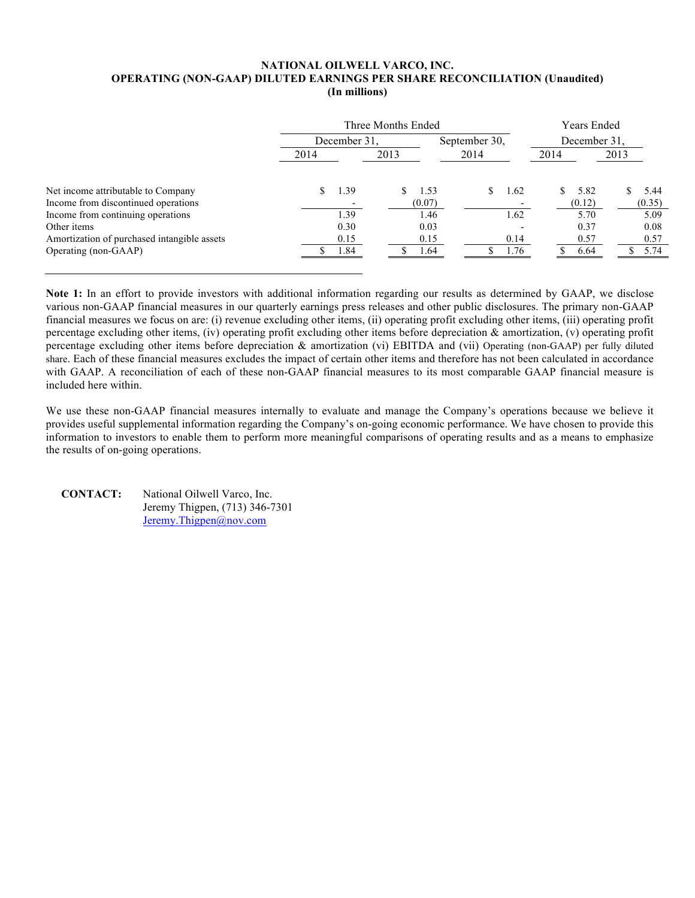**NATIONAL OILWELL VARCO, INC.**
**OPERATING (NON-GAAP) DILUTED EARNINGS PER SHARE RECONCILIATION (Unaudited)**
**(In millions)**

| | Three Months Ended | | | Years Ended | |
|---|---|---|---|---|---|
| | December 31, | | September 30, | December 31, | |
| | 2014 | 2013 | 2014 | 2014 | 2013 |
| Net income attributable to Company | $ 1.39 | $ 1.53 | $ 1.62 | $ 5.82 | $ 5.44 |
| Income from discontinued operations | - | (0.07) | - | (0.12) | (0.35) |
| Income from continuing operations | 1.39 | 1.46 | 1.62 | 5.70 | 5.09 |
| Other items | 0.30 | 0.03 | - | 0.37 | 0.08 |
| Amortization of purchased intangible assets | 0.15 | 0.15 | 0.14 | 0.57 | 0.57 |
| Operating (non-GAAP) | $ 1.84 | $ 1.64 | $ 1.76 | $ 6.64 | $ 5.74 |

**Note 1:** In an effort to provide investors with additional information regarding our results as determined by GAAP, we disclose various non-GAAP financial measures in our quarterly earnings press releases and other public disclosures. The primary non-GAAP financial measures we focus on are: (i) revenue excluding other items, (ii) operating profit excluding other items, (iii) operating profit percentage excluding other items, (iv) operating profit excluding other items before depreciation & amortization, (v) operating profit percentage excluding other items before depreciation & amortization (vi) EBITDA and (vii) Operating (non-GAAP) per fully diluted share. Each of these financial measures excludes the impact of certain other items and therefore has not been calculated in accordance with GAAP. A reconciliation of each of these non-GAAP financial measures to its most comparable GAAP financial measure is included here within.

We use these non-GAAP financial measures internally to evaluate and manage the Company's operations because we believe it provides useful supplemental information regarding the Company's on-going economic performance. We have chosen to provide this information to investors to enable them to perform more meaningful comparisons of operating results and as a means to emphasize the results of on-going operations.

**CONTACT:** National Oilwell Varco, Inc.
Jeremy Thigpen, (713) 346-7301
Jeremy.Thigpen@nov.com